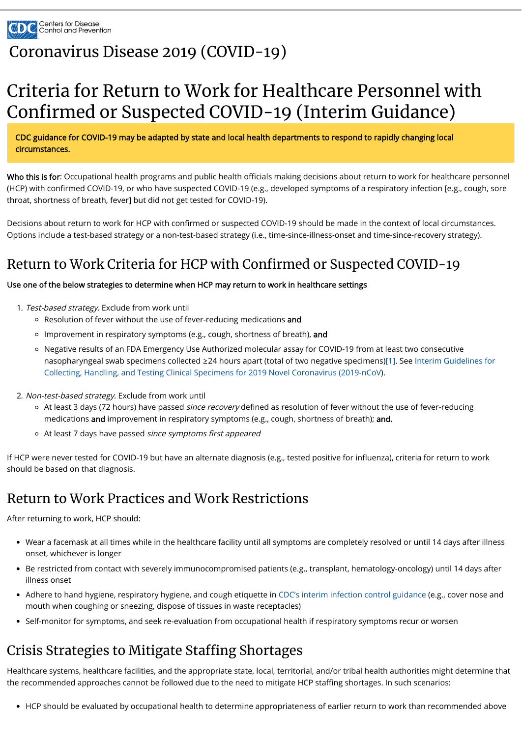Centers for Disease Control and Prevention

# Coronavirus Disease 2019 (COVID-19)

# Criteria for Return to Work for Healthcare Personnel with Confirmed or Suspected COVID-19 (Interim Guidance)

**CDC guidance for COVID-19 may be adapted by state and local health departments to respond to rapidly changing local circumstances.**

**Who this is for**: Occupational health programs and public health officials making decisions about return to work for healthcare personnel (HCP) with confirmed COVID-19, or who have suspected COVID-19 (e.g., developed symptoms of a respiratory infection [e.g., cough, sore throat, shortness of breath, fever] but did not get tested for COVID-19).

Decisions about return to work for HCP with confirmed or suspected COVID-19 should be made in the context of local circumstances. Options include a test-based strategy or a non-test-based strategy (i.e., time-since-illness-onset and time-since-recovery strategy).

## Return to Work Criteria for HCP with Confirmed or Suspected COVID-19

**Use one of the below strategies to determine when HCP may return to work in healthcare settings**

1. *Test-based strategy.* Exclude from work until
   - Resolution of fever without the use of fever-reducing medications **and**
   - Improvement in respiratory symptoms (e.g., cough, shortness of breath), **and**
   - Negative results of an FDA Emergency Use Authorized molecular assay for COVID-19 from at least two consecutive nasopharyngeal swab specimens collected ≥24 hours apart (total of two negative specimens)[1]. See Interim Guidelines for Collecting, Handling, and Testing Clinical Specimens for 2019 Novel Coronavirus (2019-nCoV).
2. *Non-test-based strategy*. Exclude from work until
   - At least 3 days (72 hours) have passed *since recovery* defined as resolution of fever without the use of fever-reducing medications **and** improvement in respiratory symptoms (e.g., cough, shortness of breath); **and**,
   - At least 7 days have passed *since symptoms first appeared*

If HCP were never tested for COVID-19 but have an alternate diagnosis (e.g., tested positive for influenza), criteria for return to work should be based on that diagnosis.

## Return to Work Practices and Work Restrictions

After returning to work, HCP should:

- Wear a facemask at all times while in the healthcare facility until all symptoms are completely resolved or until 14 days after illness onset, whichever is longer
- Be restricted from contact with severely immunocompromised patients (e.g., transplant, hematology-oncology) until 14 days after illness onset
- Adhere to hand hygiene, respiratory hygiene, and cough etiquette in CDC's interim infection control guidance (e.g., cover nose and mouth when coughing or sneezing, dispose of tissues in waste receptacles)
- Self-monitor for symptoms, and seek re-evaluation from occupational health if respiratory symptoms recur or worsen

## Crisis Strategies to Mitigate Staffing Shortages

Healthcare systems, healthcare facilities, and the appropriate state, local, territorial, and/or tribal health authorities might determine that the recommended approaches cannot be followed due to the need to mitigate HCP staffing shortages. In such scenarios:

- HCP should be evaluated by occupational health to determine appropriateness of earlier return to work than recommended above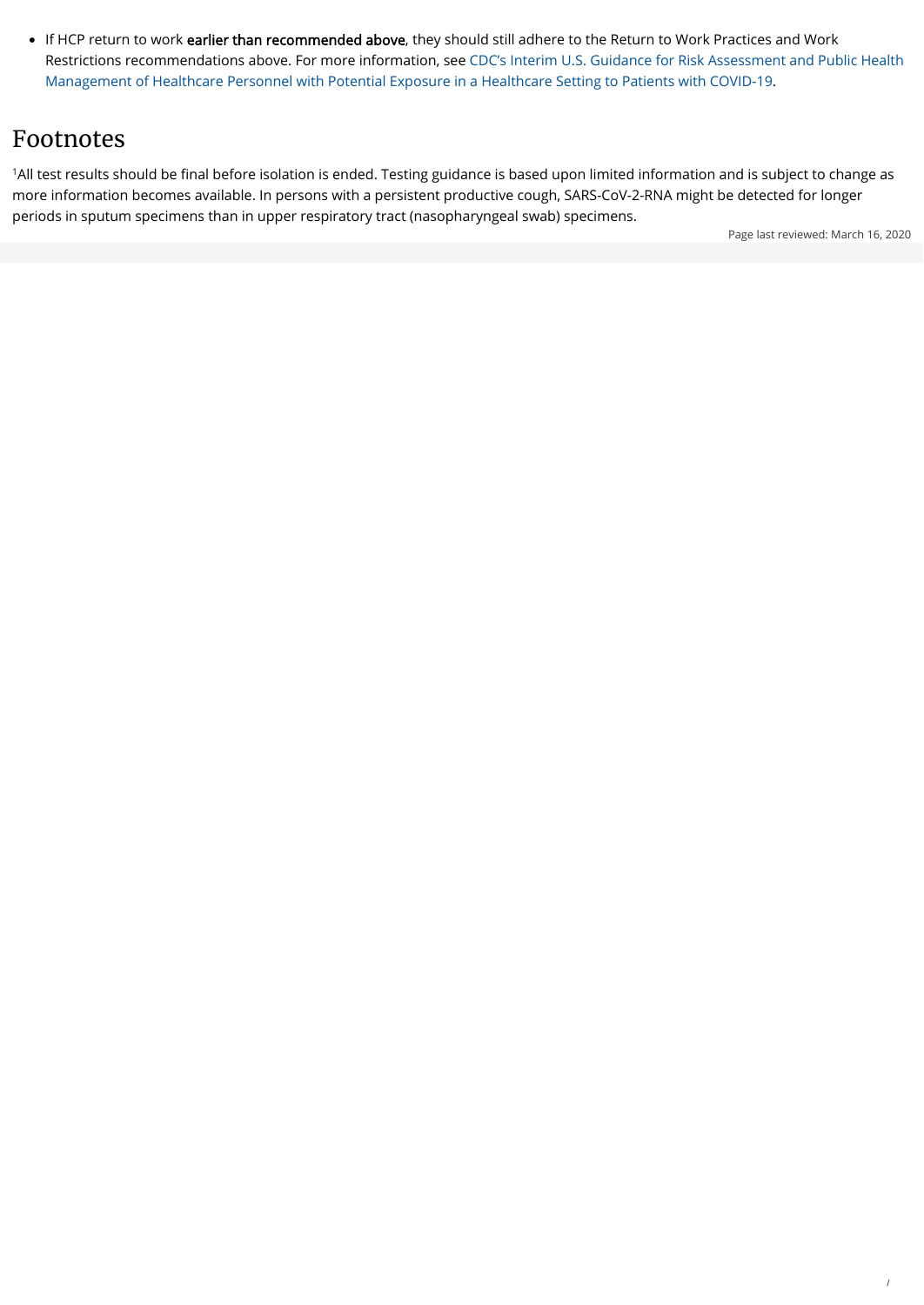- If HCP return to work **earlier than recommended above**, they should still adhere to the Return to Work Practices and Work Restrictions recommendations above. For more information, see CDC's Interim U.S. Guidance for Risk Assessment and Public Health Management of Healthcare Personnel with Potential Exposure in a Healthcare Setting to Patients with COVID-19.

## Footnotes

[1]All test results should be final before isolation is ended. Testing guidance is based upon limited information and is subject to change as more information becomes available. In persons with a persistent productive cough, SARS-CoV-2-RNA might be detected for longer periods in sputum specimens than in upper respiratory tract (nasopharyngeal swab) specimens.

Page last reviewed: March 16, 2020